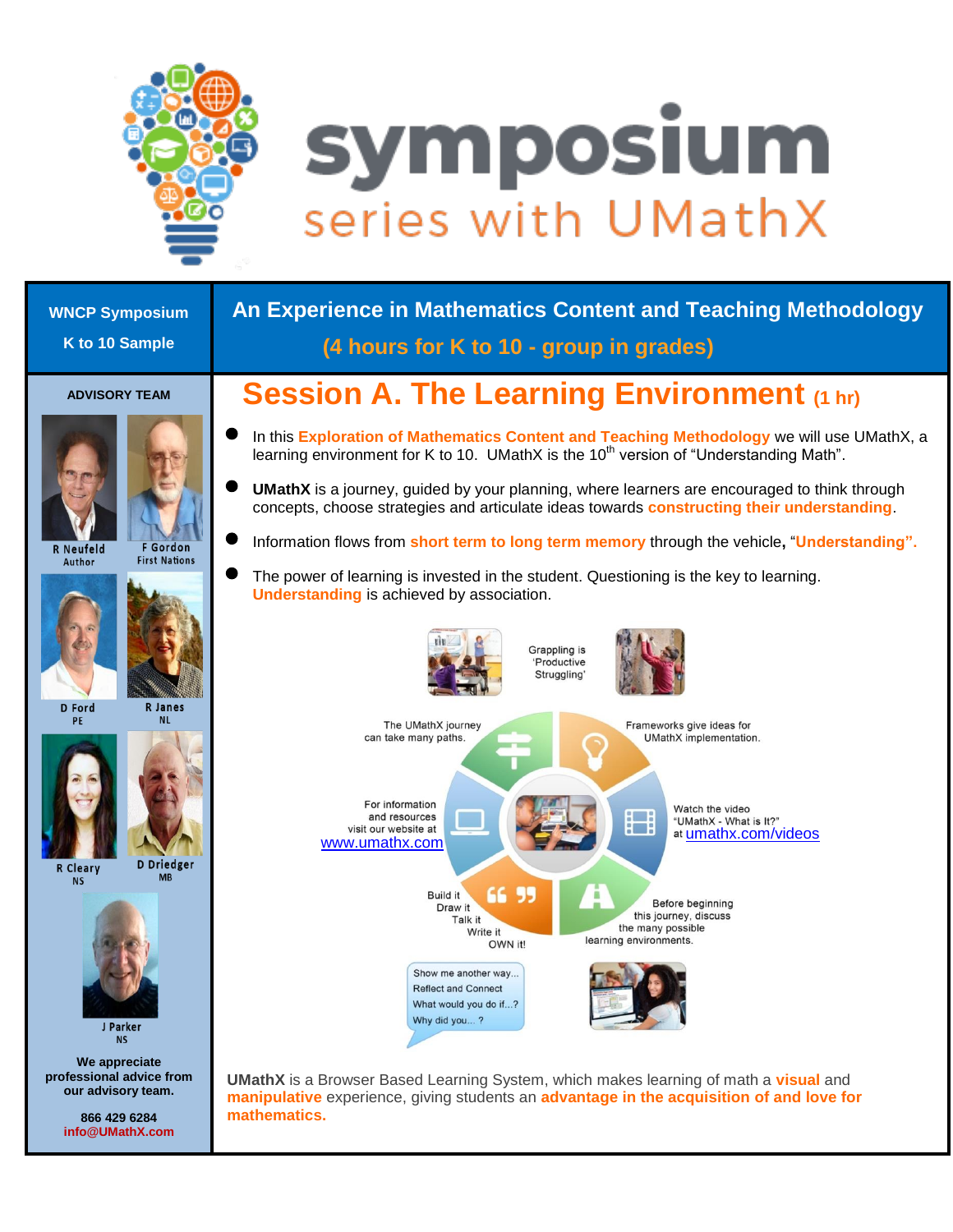# symposium

## series with UMathX

**WNCP Symposium**

**K to 10 Sample**

## An Experience in Mathematics Content and Teaching Methodology

**(4 hours for K to 10 - group in grades)**

**ADVISORY TEAM**

R Neufeld
Author

F Gordon
First Nations

D Ford
PE

R Janes
NL

R Cleary
NS

D Driedger
MB

J Parker
NS

**We appreciate professional advice from our advisory team.**

**866 429 6284**
**info@UMathX.com**

# Session A. The Learning Environment (1 hr)

- In this **Exploration of Mathematics Content and Teaching Methodology** we will use UMathX, a learning environment for K to 10. UMathX is the 10th version of "Understanding Math".
- **UMathX** is a journey, guided by your planning, where learners are encouraged to think through concepts, choose strategies and articulate ideas towards **constructing their understanding**.
- Information flows from **short term to long term memory** through the vehicle**,** "**Understanding".**
- The power of learning is invested in the student. Questioning is the key to learning. **Understanding** is achieved by association.

Grappling is 'Productive Struggling'

The UMathX journey can take many paths.

Frameworks give ideas for UMathX implementation.

For information and resources visit our website at www.umathx.com

Watch the video "UMathX - What is It?" at umathx.com/videos

Build it
Draw it
Talk it
Write it
OWN it!

Before beginning this journey, discuss the many possible learning environments.

Show me another way...
Reflect and Connect
What would you do if...?
Why did you... ?

**UMathX** is a Browser Based Learning System, which makes learning of math a **visual** and **manipulative** experience, giving students an **advantage in the acquisition of and love for mathematics.**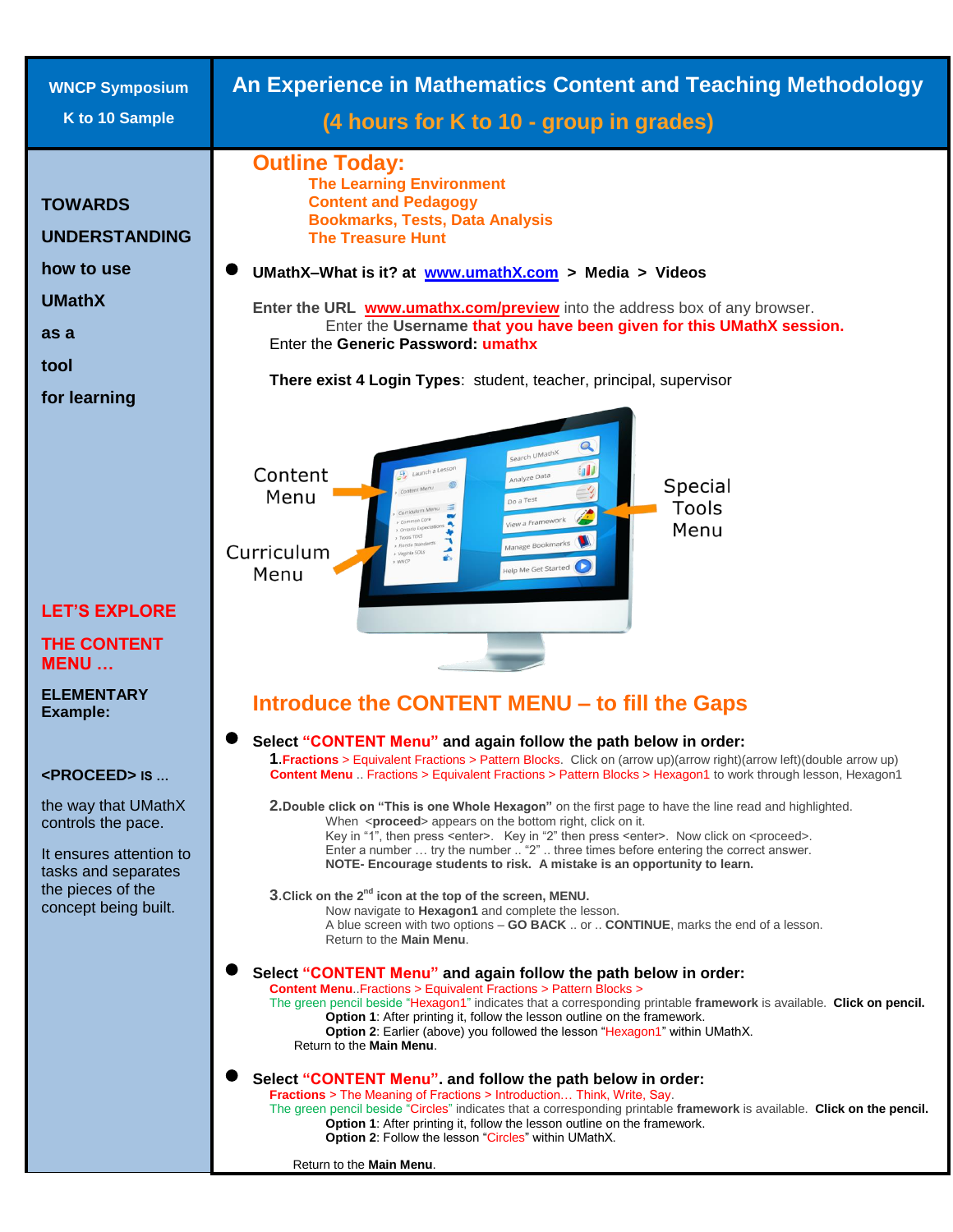**WNCP Symposium**

**K to 10 Sample**

# An Experience in Mathematics Content and Teaching Methodology

## (4 hours for K to 10 - group in grades)

**TOWARDS UNDERSTANDING how to use UMathX as a tool for learning**

## Outline Today:

**The Learning Environment**
**Content and Pedagogy**
**Bookmarks, Tests, Data Analysis**
**The Treasure Hunt**

- **UMathX–What is it? at www.umathX.com > Media > Videos**

**Enter the URL www.umathx.com/preview** into the address box of any browser.
Enter the **Username that you have been given for this UMathX session.**
Enter the **Generic Password: umathx**

**There exist 4 Login Types**: student, teacher, principal, supervisor

Content Menu

Curriculum Menu

Special Tools Menu

**LET'S EXPLORE THE CONTENT MENU …**

**ELEMENTARY Example:**

**<PROCEED> IS …**

the way that UMathX controls the pace.

It ensures attention to tasks and separates the pieces of the concept being built.

## Introduce the CONTENT MENU – to fill the Gaps

- **Select "CONTENT Menu" and again follow the path below in order:**

**1.Fractions** > Equivalent Fractions > Pattern Blocks. Click on (arrow up)(arrow right)(arrow left)(double arrow up)
**Content Menu** .. Fractions > Equivalent Fractions > Pattern Blocks > Hexagon1 to work through lesson, Hexagon1

**2.Double click on "This is one Whole Hexagon"** on the first page to have the line read and highlighted.
When <**proceed**> appears on the bottom right, click on it.
Key in "1", then press <enter>. Key in "2" then press <enter>. Now click on <proceed>.
Enter a number … try the number .. "2" .. three times before entering the correct answer.
**NOTE- Encourage students to risk. A mistake is an opportunity to learn.**

**3.Click on the 2nd icon at the top of the screen, MENU.**
Now navigate to **Hexagon1** and complete the lesson.
A blue screen with two options – **GO BACK** .. or .. **CONTINUE**, marks the end of a lesson.
Return to the **Main Menu**.

- **Select "CONTENT Menu" and again follow the path below in order:**

**Content Menu**..Fractions > Equivalent Fractions > Pattern Blocks >
The green pencil beside "Hexagon1" indicates that a corresponding printable **framework** is available. **Click on pencil.**
**Option 1**: After printing it, follow the lesson outline on the framework.
**Option 2**: Earlier (above) you followed the lesson "Hexagon1" within UMathX.
Return to the **Main Menu**.

- **Select "CONTENT Menu". and follow the path below in order:**

**Fractions** > The Meaning of Fractions > Introduction… Think, Write, Say.
The green pencil beside "Circles" indicates that a corresponding printable **framework** is available. **Click on the pencil.**
**Option 1**: After printing it, follow the lesson outline on the framework.
**Option 2**: Follow the lesson "Circles" within UMathX.

Return to the **Main Menu**.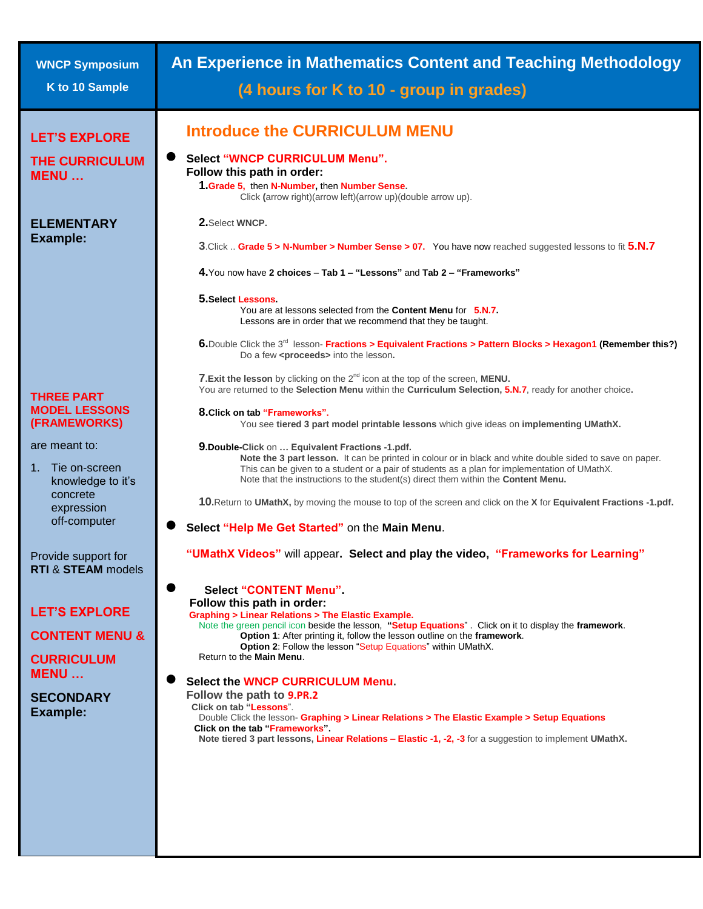**WNCP Symposium**

**K to 10 Sample**

# An Experience in Mathematics Content and Teaching Methodology

**(4 hours for K to 10 - group in grades)**

**LET'S EXPLORE THE CURRICULUM MENU …**

**ELEMENTARY Example:**

## Introduce the CURRICULUM MENU

- **Select "WNCP CURRICULUM Menu".**
  **Follow this path in order:**

  **1.** **Grade 5,** then **N-Number,** then **Number Sense.**
  Click **(**arrow right)(arrow left)(arrow up)(double arrow up).

  **2.** Select **WNCP.**

  **3.** Click .. **Grade 5 > N-Number > Number Sense > 07.** You have now reached suggested lessons to fit **5.N.7**

  **4.** You now have **2 choices** – **Tab 1 – "Lessons"** and **Tab 2 – "Frameworks"**

  **5.** **Select Lessons.**
  You are at lessons selected from the **Content Menu** for **5.N.7.**
  Lessons are in order that we recommend that they be taught.

  **6.** Double Click the 3rd lesson- **Fractions > Equivalent Fractions > Pattern Blocks > Hexagon1 (Remember this?)**
  Do a few **<proceeds>** into the lesson.

  **7.** **Exit the lesson** by clicking on the 2nd icon at the top of the screen, **MENU.**
  You are returned to the **Selection Menu** within the **Curriculum Selection, 5.N.7**, ready for another choice**.**

  **8.** **Click on tab "Frameworks".**
  You see **tiered 3 part model printable lessons** which give ideas on **implementing UMathX.**

  **9.** **Double-Click** on **… Equivalent Fractions -1.pdf.**
  **Note the 3 part lesson.** It can be printed in colour or in black and white double sided to save on paper.
  This can be given to a student or a pair of students as a plan for implementation of UMathX.
  Note that the instructions to the student(s) direct them within the **Content Menu.**

  **10.** Return to **UMathX,** by moving the mouse to top of the screen and click on the **X** for **Equivalent Fractions -1.pdf.**

**THREE PART MODEL LESSONS (FRAMEWORKS)**

are meant to:

1. Tie on-screen knowledge to it's concrete expression off-computer

Provide support for **RTI** & **STEAM** models

- **Select "Help Me Get Started"** on the **Main Menu**.

  **"UMathX Videos"** will appear**. Select and play the video, "Frameworks for Learning"**

**LET'S EXPLORE CONTENT MENU & CURRICULUM MENU …**

**SECONDARY Example:**

- **Select "CONTENT Menu".**
  **Follow this path in order:**
  **Graphing > Linear Relations > The Elastic Example.**
  Note the green pencil icon beside the lesson, **"Setup Equations"** . Click on it to display the **framework**.
  **Option 1**: After printing it, follow the lesson outline on the **framework**.
  **Option 2**: Follow the lesson "Setup Equations" within UMathX.
  Return to the **Main Menu**.

- **Select the WNCP CURRICULUM Menu.**
  **Follow the path to 9.PR.2**
  **Click on tab "Lessons".**
  Double Click the lesson- **Graphing > Linear Relations > The Elastic Example > Setup Equations**
  **Click on the tab "Frameworks".**
  **Note tiered 3 part lessons, Linear Relations – Elastic -1, -2, -3** for a suggestion to implement **UMathX.**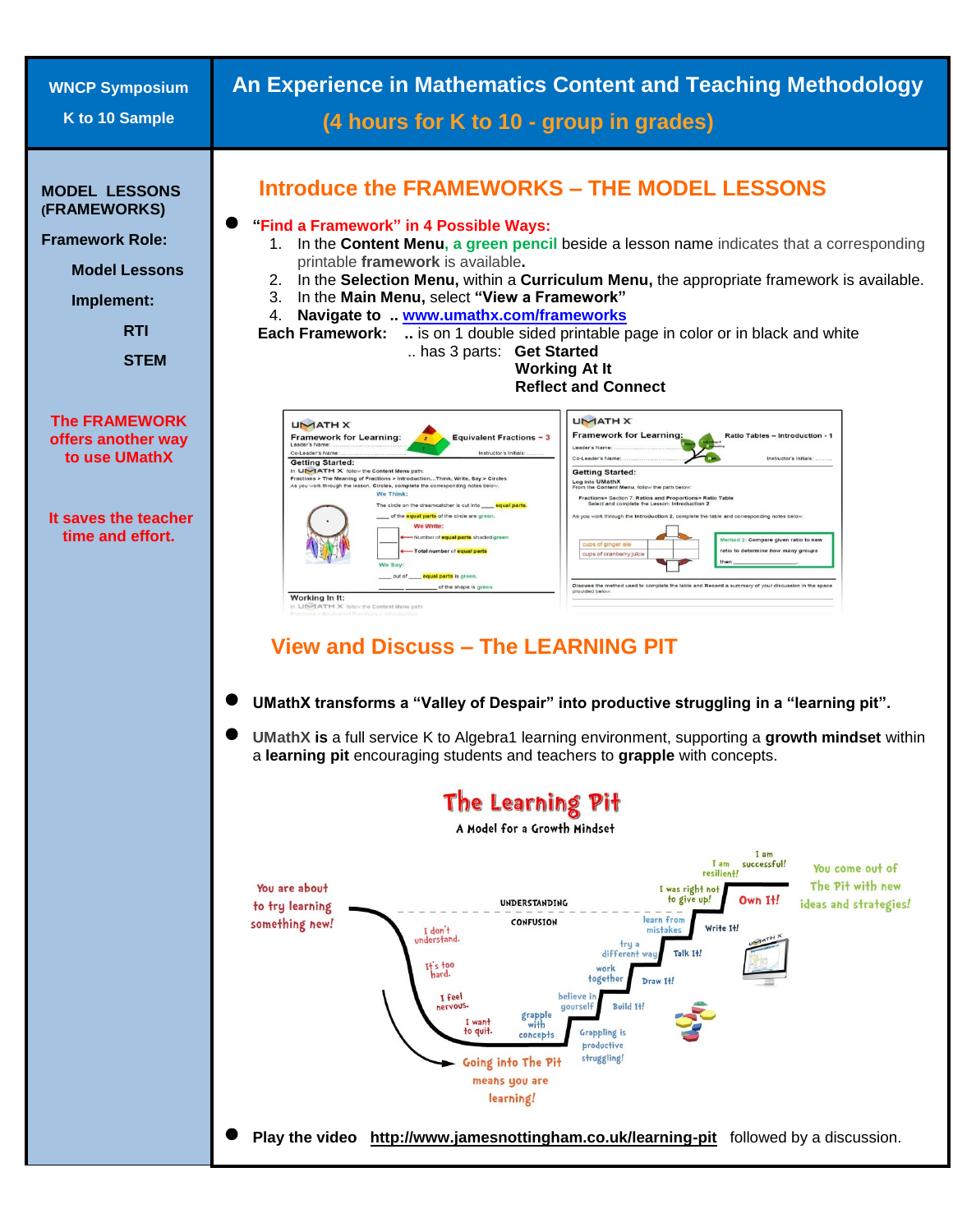**WNCP Symposium**

**K to 10 Sample**

# An Experience in Mathematics Content and Teaching Methodology

**(4 hours for K to 10 - group in grades)**

**MODEL LESSONS (FRAMEWORKS)**

**Framework Role:**

**Model Lessons**

**Implement:**

**RTI**

**STEM**

**The FRAMEWORK offers another way to use UMathX**

**It saves the teacher time and effort.**

## Introduce the FRAMEWORKS – THE MODEL LESSONS

- **"Find a Framework" in 4 Possible Ways:**
  1. In the **Content Menu, a green pencil** beside a lesson name indicates that a corresponding printable **framework** is available**.**
  2. In the **Selection Menu,** within a **Curriculum Menu,** the appropriate framework is available.
  3. In the **Main Menu,** select **"View a Framework"**
  4. **Navigate to .. www.umathx.com/frameworks**

**Each Framework: ..** is on 1 double sided printable page in color or in black and white

.. has 3 parts: **Get Started**

**Working At It**

**Reflect and Connect**

## View and Discuss – The LEARNING PIT

- **UMathX transforms a "Valley of Despair" into productive struggling in a "learning pit".**
- **UMathX is** a full service K to Algebra1 learning environment, supporting a **growth mindset** within a **learning pit** encouraging students and teachers to **grapple** with concepts.

The Learning Pit

A Model for a Growth Mindset

You are about to try learning something new!

UNDERSTANDING

CONFUSION

I don't understand.

It's too hard.

I feel nervous.

I want to quit.

grapple with concepts

believe in yourself

work together

try a different way

learn from mistakes

I was right not to give up!

I am resilient!

I am successful!

Build It!

Draw It!

Talk It!

Write It!

Own It!

Grappling is productive struggling!

Going into The Pit means you are learning!

You come out of The Pit with new ideas and strategies!

- **Play the video http://www.jamesnottingham.co.uk/learning-pit** followed by a discussion.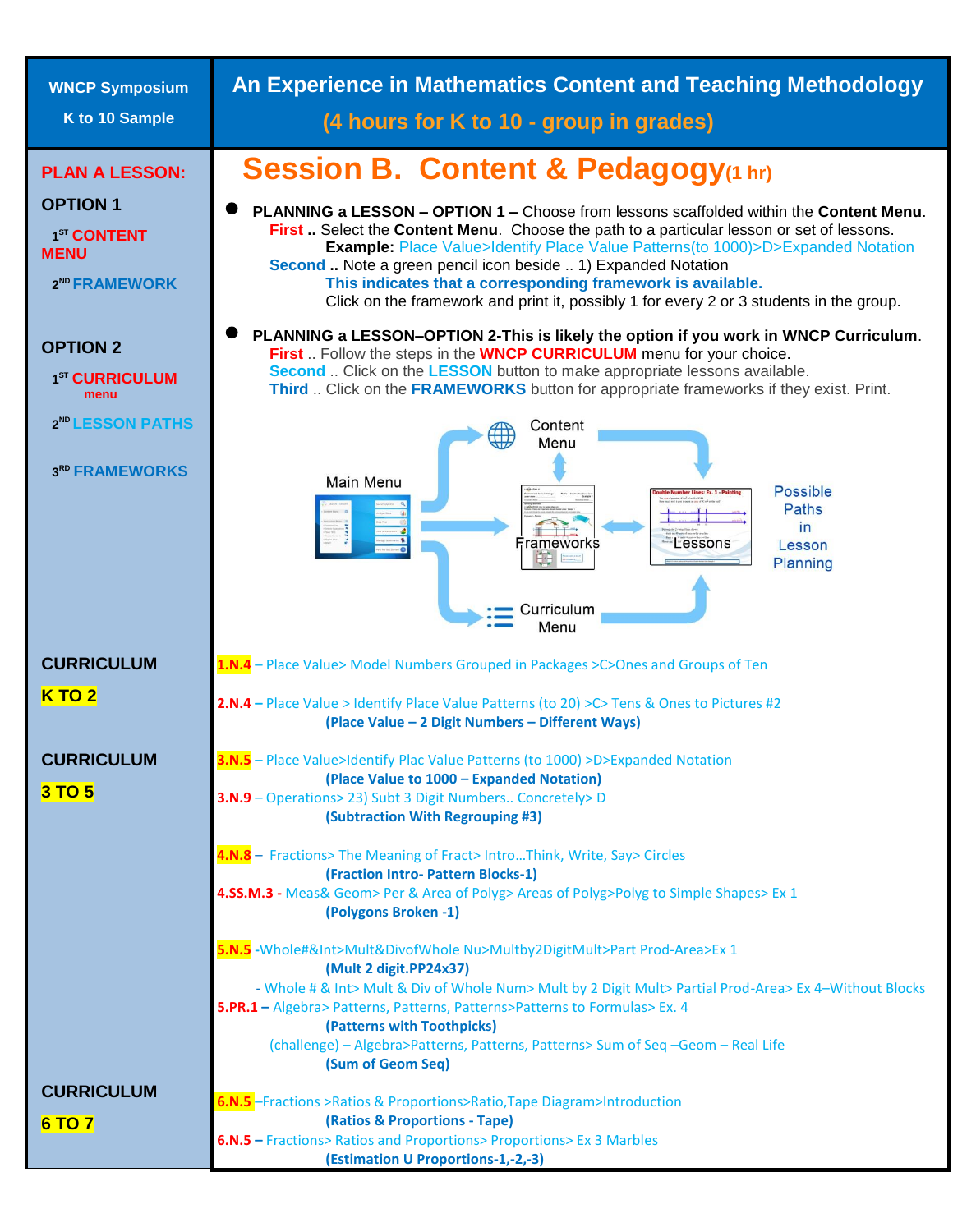| WNCP Symposium K to 10 Sample | An Experience in Mathematics Content and Teaching Methodology (4 hours for K to 10 - group in grades) |
|---|---|

# Session B. Content & Pedagogy (1 hr)

**PLAN A LESSON:**

**OPTION 1**

1ST CONTENT MENU

2ND FRAMEWORK

- **PLANNING a LESSON – OPTION 1 –** Choose from lessons scaffolded within the **Content Menu**.
  **First ..** Select the **Content Menu**. Choose the path to a particular lesson or set of lessons.
  **Example:** Place Value>Identify Place Value Patterns(to 1000)>D>Expanded Notation
  **Second ..** Note a green pencil icon beside .. 1) Expanded Notation
  **This indicates that a corresponding framework is available.**
  Click on the framework and print it, possibly 1 for every 2 or 3 students in the group.

**OPTION 2**

1ST CURRICULUM menu

2ND LESSON PATHS

3RD FRAMEWORKS

- **PLANNING a LESSON–OPTION 2-This is likely the option if you work in WNCP Curriculum**.
  **First** .. Follow the steps in the **WNCP CURRICULUM** menu for your choice.
  **Second** .. Click on the **LESSON** button to make appropriate lessons available.
  **Third** .. Click on the **FRAMEWORKS** button for appropriate frameworks if they exist. Print.

Main Menu
Content Menu
Frameworks
Lessons
Curriculum Menu
Possible Paths in Lesson Planning

**CURRICULUM K TO 2**

**1.N.4** – Place Value> Model Numbers Grouped in Packages >C>Ones and Groups of Ten

**2.N.4** – Place Value > Identify Place Value Patterns (to 20) >C> Tens & Ones to Pictures #2
**(Place Value – 2 Digit Numbers – Different Ways)**

**CURRICULUM 3 TO 5**

**3.N.5** – Place Value>Identify Plac Value Patterns (to 1000) >D>Expanded Notation
**(Place Value to 1000 – Expanded Notation)**

**3.N.9** – Operations> 23) Subt 3 Digit Numbers.. Concretely> D
**(Subtraction With Regrouping #3)**

**4.N.8** – Fractions> The Meaning of Fract> Intro…Think, Write, Say> Circles
**(Fraction Intro- Pattern Blocks-1)**

**4.SS.M.3 -** Meas& Geom> Per & Area of Polyg> Areas of Polyg>Polyg to Simple Shapes> Ex 1
**(Polygons Broken -1)**

**5.N.5** -Whole#&Int>Mult&DivofWhole Nu>Multby2DigitMult>Part Prod-Area>Ex 1
**(Mult 2 digit.PP24x37)**
- Whole # & Int> Mult & Div of Whole Num> Mult by 2 Digit Mult> Partial Prod-Area> Ex 4–Without Blocks

**5.PR.1 –** Algebra> Patterns, Patterns, Patterns>Patterns to Formulas> Ex. 4
**(Patterns with Toothpicks)**
(challenge) – Algebra>Patterns, Patterns, Patterns> Sum of Seq –Geom – Real Life
**(Sum of Geom Seq)**

**CURRICULUM 6 TO 7**

**6.N.5** –Fractions >Ratios & Proportions>Ratio,Tape Diagram>Introduction
**(Ratios & Proportions - Tape)**

**6.N.5 –** Fractions> Ratios and Proportions> Proportions> Ex 3 Marbles
**(Estimation U Proportions-1,-2,-3)**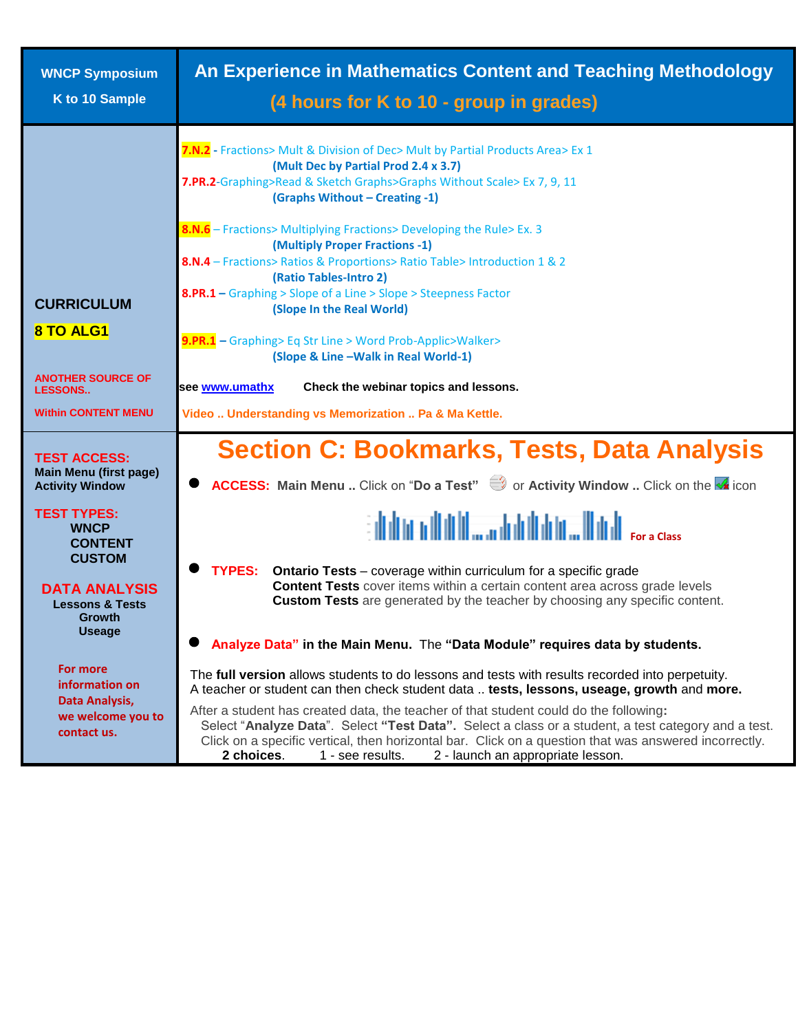| WNCP Symposium K to 10 Sample | An Experience in Mathematics Content and Teaching Methodology (4 hours for K to 10 - group in grades) |
| --- | --- |
| **CURRICULUM**<br>**8 TO ALG1**<br><br>**ANOTHER SOURCE OF LESSONS..**<br><br>**Within CONTENT MENU** | **7.N.2** - Fractions> Mult & Division of Dec> Mult by Partial Products Area> Ex 1<br>**(Mult Dec by Partial Prod 2.4 x 3.7)**<br>**7.PR.2**-Graphing>Read & Sketch Graphs>Graphs Without Scale> Ex 7, 9, 11<br>**(Graphs Without – Creating -1)**<br><br>**8.N.6** – Fractions> Multiplying Fractions> Developing the Rule> Ex. 3<br>**(Multiply Proper Fractions -1)**<br>**8.N.4** – Fractions> Ratios & Proportions> Ratio Table> Introduction 1 & 2<br>**(Ratio Tables-Intro 2)**<br>**8.PR.1** – Graphing > Slope of a Line > Slope > Steepness Factor<br>**(Slope In the Real World)**<br><br>**9.PR.1** – Graphing> Eq Str Line > Word Prob-Applic>Walker><br>**(Slope & Line –Walk in Real World-1)**<br><br>see www.umathx **Check the webinar topics and lessons.**<br><br>**Video .. Understanding vs Memorization .. Pa & Ma Kettle.** |
| **TEST ACCESS:**<br>**Main Menu (first page)**<br>**Activity Window**<br><br>**TEST TYPES:**<br>**WNCP**<br>**CONTENT**<br>**CUSTOM**<br><br>**DATA ANALYSIS**<br>**Lessons & Tests**<br>**Growth**<br>**Useage**<br><br>**For more information on Data Analysis, we welcome you to contact us.** | **Section C: Bookmarks, Tests, Data Analysis**<br><br>• **ACCESS:** **Main Menu ..** Click on "**Do a Test**" or **Activity Window ..** Click on the icon<br><br>**For a Class**<br><br>• **TYPES:** **Ontario Tests** – coverage within curriculum for a specific grade<br>**Content Tests** cover items within a certain content area across grade levels<br>**Custom Tests** are generated by the teacher by choosing any specific content.<br><br>• **Analyze Data"** **in the Main Menu.** The **"Data Module" requires data by students.**<br><br>The **full version** allows students to do lessons and tests with results recorded into perpetuity.<br>A teacher or student can then check student data .. **tests, lessons, useage, growth** and **more.**<br><br>After a student has created data, the teacher of that student could do the following**:**<br>Select "**Analyze Data**". Select **"Test Data".** Select a class or a student, a test category and a test.<br>Click on a specific vertical, then horizontal bar. Click on a question that was answered incorrectly.<br>**2 choices**. 1 - see results. 2 - launch an appropriate lesson. |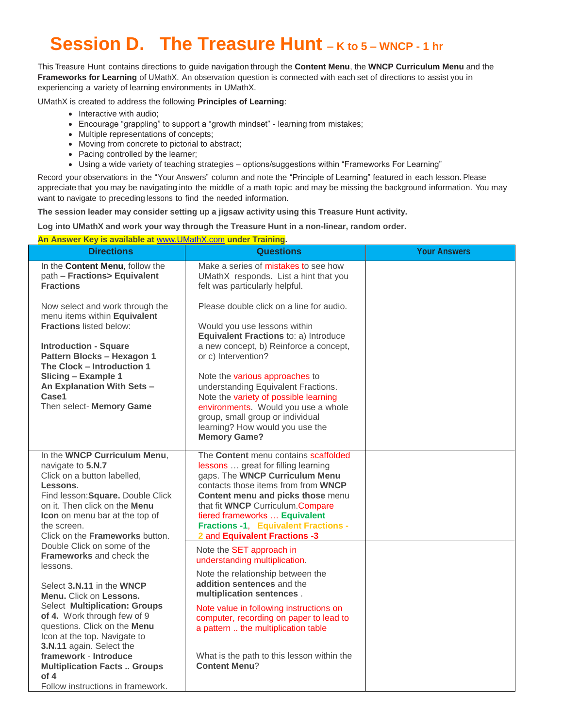# Session D. The Treasure Hunt – K to 5 – WNCP - 1 hr

This Treasure Hunt contains directions to guide navigation through the **Content Menu**, the **WNCP Curriculum Menu** and the **Frameworks for Learning** of UMathX. An observation question is connected with each set of directions to assist you in experiencing a variety of learning environments in UMathX.

UMathX is created to address the following **Principles of Learning**:

- Interactive with audio;
- Encourage "grappling" to support a "growth mindset" - learning from mistakes;
- Multiple representations of concepts;
- Moving from concrete to pictorial to abstract;
- Pacing controlled by the learner;
- Using a wide variety of teaching strategies – options/suggestions within "Frameworks For Learning"

Record your observations in the "Your Answers" column and note the "Principle of Learning" featured in each lesson. Please appreciate that you may be navigating into the middle of a math topic and may be missing the background information. You may want to navigate to preceding lessons to find the needed information.

**The session leader may consider setting up a jigsaw activity using this Treasure Hunt activity.**

**Log into UMathX and work your way through the Treasure Hunt in a non-linear, random order.**

**An Answer Key is available at www.UMathX.com under Training.**

| Directions | Questions | Your Answers |
|---|---|---|
| In the **Content Menu**, follow the path – **Fractions> Equivalent Fractions**<br><br>Now select and work through the menu items within **Equivalent Fractions** listed below:<br><br>**Introduction - Square**<br>**Pattern Blocks – Hexagon 1**<br>**The Clock – Introduction 1**<br>**Slicing – Example 1**<br>**An Explanation With Sets – Case1**<br>Then select- **Memory Game** | Make a series of mistakes to see how UMathX responds. List a hint that you felt was particularly helpful.<br><br>Please double click on a line for audio.<br><br>Would you use lessons within **Equivalent Fractions** to: a) Introduce a new concept, b) Reinforce a concept, or c) Intervention?<br><br>Note the various approaches to understanding Equivalent Fractions. Note the variety of possible learning environments. Would you use a whole group, small group or individual learning? How would you use the **Memory Game?** | |
| In the **WNCP Curriculum Menu**, navigate to **5.N.7**<br>Click on a button labelled, **Lessons**.<br>Find lesson:**Square.** Double Click on it. Then click on the **Menu Icon** on menu bar at the top of the screen.<br>Click on the **Frameworks** button. Double Click on some of the **Frameworks** and check the lessons. | The **Content** menu contains scaffolded lessons … great for filling learning gaps. The **WNCP Curriculum Menu** contacts those items from from **WNCP Content menu and picks those** menu that fit **WNCP** Curriculum.Compare tiered frameworks … **Equivalent Fractions -1**, **Equivalent Fractions - 2** and **Equivalent Fractions -3** | |
| Select **3.N.11** in the **WNCP Menu.** Click on **Lessons.**<br>Select **Multiplication: Groups of 4.** Work through few of 9 questions. Click on the **Menu** Icon at the top. Navigate to **3.N.11** again. Select the **framework** - **Introduce Multiplication Facts .. Groups of 4**<br>Follow instructions in framework. | Note the SET approach in understanding multiplication.<br><br>Note the relationship between the **addition sentences** and the **multiplication sentences** .<br><br>Note value in following instructions on computer, recording on paper to lead to a pattern .. the multiplication table<br><br>What is the path to this lesson within the **Content Menu**? | |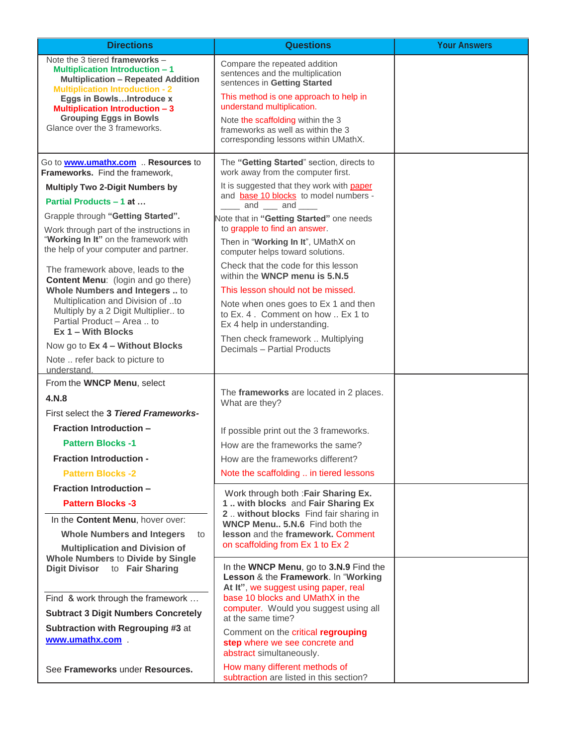| Directions | Questions | Your Answers |
|---|---|---|
| Note the 3 tiered **frameworks** – **Multiplication Introduction – 1** **Multiplication – Repeated Addition** **Multiplication Introduction - 2** **Eggs in Bowls…Introduce x** **Multiplication Introduction – 3** **Grouping Eggs in Bowls** Glance over the 3 frameworks. | Compare the repeated addition sentences and the multiplication sentences in **Getting Started**<br><br>This method is one approach to help in understand multiplication.<br><br>Note the scaffolding within the 3 frameworks as well as within the 3 corresponding lessons within UMathX. | |
| Go to **www.umathx.com** .. **Resources** to **Frameworks.** Find the framework,<br><br>**Multiply Two 2-Digit Numbers by Partial Products – 1 at …**<br><br>Grapple through **"Getting Started".**<br><br>Work through part of the instructions in "**Working In It**" on the framework with the help of your computer and partner.<br><br>The framework above, leads to the **Content Menu**: (login and go there) **Whole Numbers and Integers ..** to Multiplication and Division of ..to Multiply by a 2 Digit Multiplier.. to Partial Product – Area .. to **Ex 1 – With Blocks**<br><br>Now go to **Ex 4 – Without Blocks**<br><br>Note .. refer back to picture to understand. | The **"Getting Started"** section, directs to work away from the computer first.<br><br>It is suggested that they work with paper and base 10 blocks to model numbers - ____ and ___ and ____<br><br>Note that in **"Getting Started"** one needs to grapple to find an answer.<br><br>Then in "**Working In It**", UMathX on computer helps toward solutions.<br><br>Check that the code for this lesson within the **WNCP menu is 5.N.5**<br><br>This lesson should not be missed.<br><br>Note when ones goes to Ex 1 and then to Ex. 4 . Comment on how .. Ex 1 to Ex 4 help in understanding.<br><br>Then check framework .. Multiplying Decimals – Partial Products | |
| From the **WNCP Menu**, select **4.N.8**<br><br>First select the **3 *Tiered Frameworks-***<br><br>**Fraction Introduction – Pattern Blocks -1**<br><br>**Fraction Introduction - Pattern Blocks -2**<br><br>**Fraction Introduction – Pattern Blocks -3** | The **frameworks** are located in 2 places. What are they?<br><br>If possible print out the 3 frameworks.<br><br>How are the frameworks the same?<br><br>How are the frameworks different?<br><br>Note the scaffolding .. in tiered lessons | |
| In the **Content Menu**, hover over: **Whole Numbers and Integers** to **Multiplication and Division of Whole Numbers** to **Divide by Single Digit Divisor** to **Fair Sharing** | Work through both :**Fair Sharing Ex. 1 .. with blocks** and **Fair Sharing Ex 2 .. without blocks** Find fair sharing in **WNCP Menu.. 5.N.6** Find both the **lesson** and the **framework.** Comment on scaffolding from Ex 1 to Ex 2 | |
| Find & work through the framework …<br><br>**Subtract 3 Digit Numbers Concretely**<br><br>**Subtraction with Regrouping #3** at **www.umathx.com** .<br><br>See **Frameworks** under **Resources.** | In the **WNCP Menu**, go to **3.N.9** Find the **Lesson** & the **Framework**. In "**Working At It"**, we suggest using paper, real base 10 blocks and UMathX in the computer. Would you suggest using all at the same time?<br><br>Comment on the critical **regrouping step** where we see concrete and abstract simultaneously.<br><br>How many different methods of subtraction are listed in this section? | |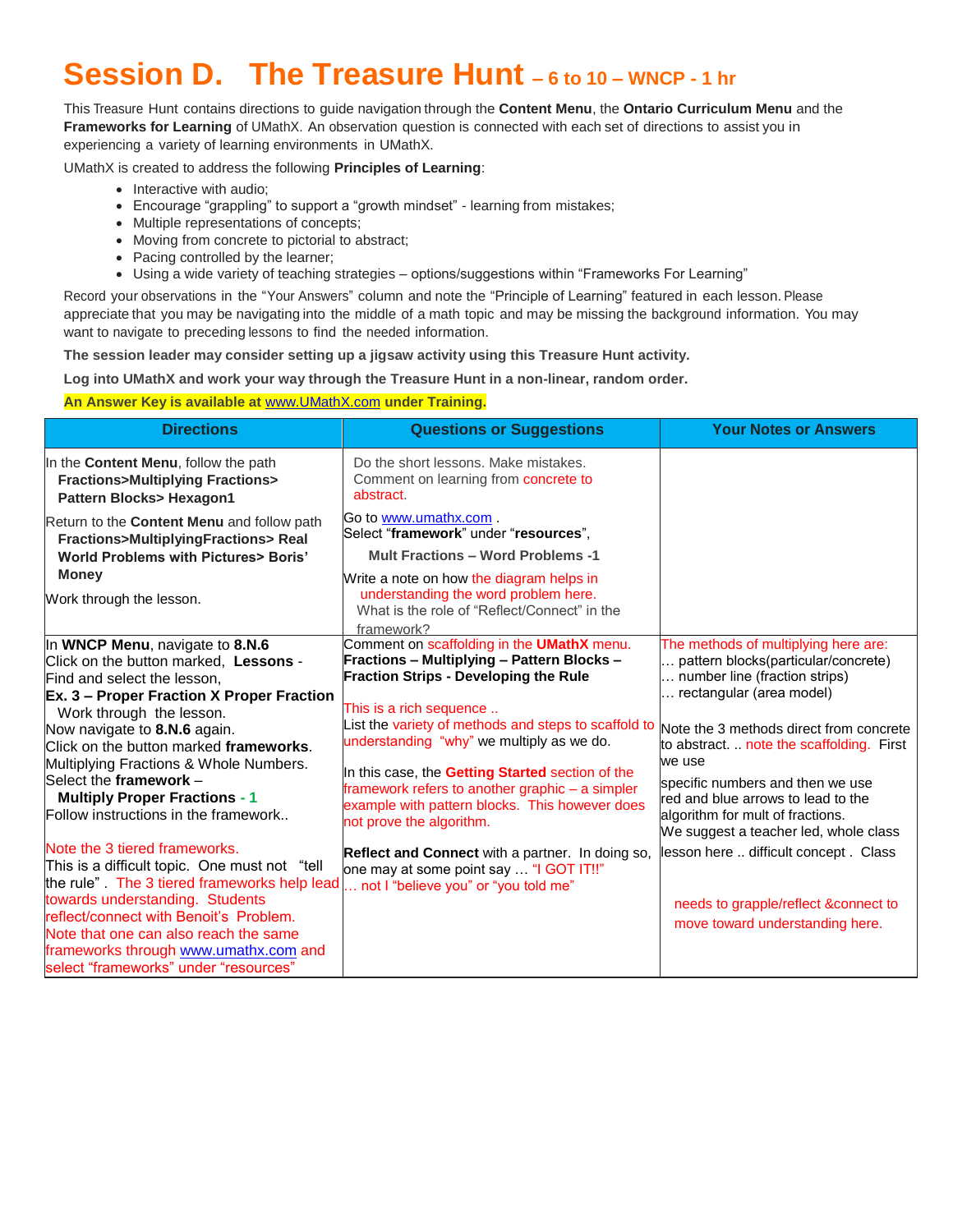# Session D. The Treasure Hunt – 6 to 10 – WNCP - 1 hr

This Treasure Hunt contains directions to guide navigation through the **Content Menu**, the **Ontario Curriculum Menu** and the **Frameworks for Learning** of UMathX. An observation question is connected with each set of directions to assist you in experiencing a variety of learning environments in UMathX.

UMathX is created to address the following **Principles of Learning**:

- Interactive with audio;
- Encourage "grappling" to support a "growth mindset" - learning from mistakes;
- Multiple representations of concepts;
- Moving from concrete to pictorial to abstract;
- Pacing controlled by the learner;
- Using a wide variety of teaching strategies – options/suggestions within "Frameworks For Learning"

Record your observations in the "Your Answers" column and note the "Principle of Learning" featured in each lesson. Please appreciate that you may be navigating into the middle of a math topic and may be missing the background information. You may want to navigate to preceding lessons to find the needed information.

**The session leader may consider setting up a jigsaw activity using this Treasure Hunt activity.**

**Log into UMathX and work your way through the Treasure Hunt in a non-linear, random order.**

**An Answer Key is available at www.UMathX.com under Training.**

| Directions | Questions or Suggestions | Your Notes or Answers |
|---|---|---|
| In the **Content Menu**, follow the path **Fractions>Multiplying Fractions> Pattern Blocks> Hexagon1**<br><br>Return to the **Content Menu** and follow path **Fractions>MultiplyingFractions> Real World Problems with Pictures> Boris' Money**<br><br>Work through the lesson. | Do the short lessons. Make mistakes. Comment on learning from concrete to abstract.<br><br>Go to www.umathx.com . Select "**framework**" under "**resources**",<br>**Mult Fractions – Word Problems -1**<br><br>Write a note on how the diagram helps in understanding the word problem here. What is the role of "Reflect/Connect" in the framework? | |
| In **WNCP Menu**, navigate to **8.N.6**<br>Click on the button marked, **Lessons** - Find and select the lesson,<br>**Ex. 3 – Proper Fraction X Proper Fraction**<br>Work through the lesson.<br>Now navigate to **8.N.6** again.<br>Click on the button marked **frameworks**.<br>Multiplying Fractions & Whole Numbers.<br>Select the **framework** –<br>**Multiply Proper Fractions - 1**<br>Follow instructions in the framework..<br><br>Note the 3 tiered frameworks.<br>This is a difficult topic. One must not "tell the rule". The 3 tiered frameworks help lead towards understanding. Students reflect/connect with Benoit's Problem.<br>Note that one can also reach the same frameworks through www.umathx.com and select "frameworks" under "resources" | Comment on scaffolding in the **UMathX** menu.<br>**Fractions – Multiplying – Pattern Blocks – Fraction Strips - Developing the Rule**<br><br>This is a rich sequence ..<br>List the variety of methods and steps to scaffold to understanding "why" we multiply as we do.<br><br>In this case, the **Getting Started** section of the framework refers to another graphic – a simpler example with pattern blocks. This however does not prove the algorithm.<br><br>**Reflect and Connect** with a partner. In doing so, one may at some point say … "I GOT IT!!" … not I "believe you" or "you told me" | The methods of multiplying here are:<br>… pattern blocks(particular/concrete)<br>… number line (fraction strips)<br>… rectangular (area model)<br><br>Note the 3 methods direct from concrete to abstract. .. note the scaffolding. First we use<br><br>specific numbers and then we use red and blue arrows to lead to the algorithm for mult of fractions.<br>We suggest a teacher led, whole class lesson here .. difficult concept . Class<br><br>needs to grapple/reflect &connect to move toward understanding here. |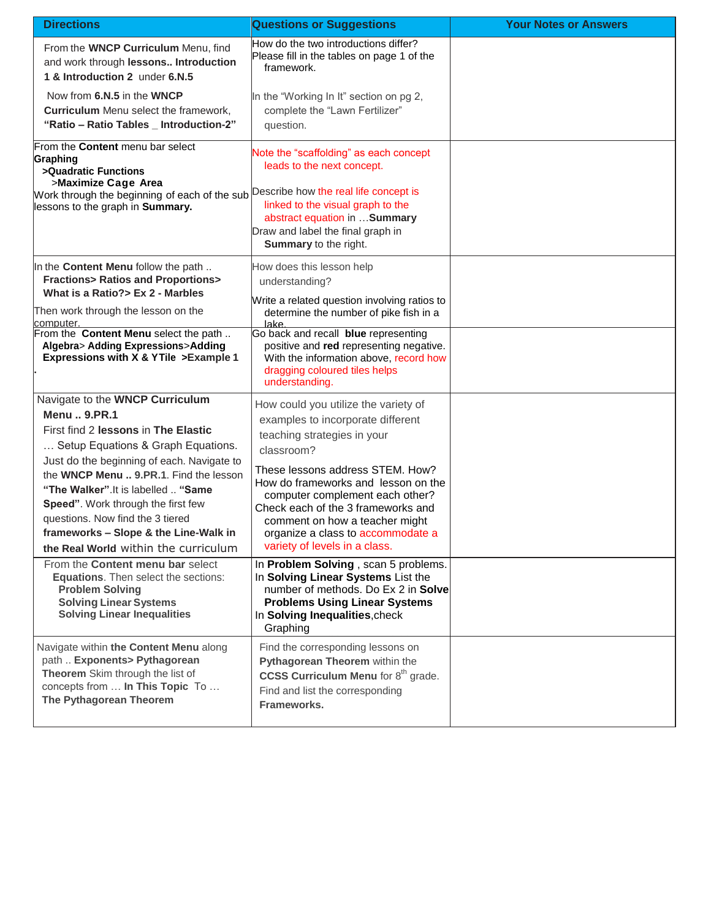| Directions | Questions or Suggestions | Your Notes or Answers |
|---|---|---|
| From the **WNCP Curriculum** Menu, find and work through **lessons.. Introduction 1 & Introduction 2** under **6.N.5**<br><br>Now from **6.N.5** in the **WNCP Curriculum** Menu select the framework, **"Ratio – Ratio Tables _ Introduction-2"** | How do the two introductions differ? Please fill in the tables on page 1 of the framework.<br><br>In the "Working In It" section on pg 2, complete the "Lawn Fertilizer" question. | |
| From the **Content** menu bar select **Graphing** **>Quadratic Functions** **>Maximize Cage Area** Work through the beginning of each of the sub lessons to the graph in **Summary.** | Note the "scaffolding" as each concept leads to the next concept.<br><br>Describe how the real life concept is linked to the visual graph to the abstract equation in …**Summary** Draw and label the final graph in **Summary** to the right. | |
| In the **Content Menu** follow the path .. **Fractions> Ratios and Proportions> What is a Ratio?> Ex 2 - Marbles**<br><br>Then work through the lesson on the computer. | How does this lesson help understanding?<br><br>Write a related question involving ratios to determine the number of pike fish in a lake. | |
| From the **Content Menu** select the path .. **Algebra**> **Adding Expressions**>**Adding Expressions with X & YTile >Example 1** . | Go back and recall **blue** representing positive and **red** representing negative. With the information above, record how dragging coloured tiles helps understanding. | |
| Navigate to the **WNCP Curriculum Menu .. 9.PR.1** First find 2 **lessons** in **The Elastic** … Setup Equations & Graph Equations. Just do the beginning of each. Navigate to the **WNCP Menu .. 9.PR.1**. Find the lesson **"The Walker"**.It is labelled .. **"Same Speed"**. Work through the first few questions. Now find the 3 tiered **frameworks – Slope & the Line-Walk in the Real World** within the curriculum | How could you utilize the variety of examples to incorporate different teaching strategies in your classroom?<br><br>These lessons address STEM. How? How do frameworks and lesson on the computer complement each other? Check each of the 3 frameworks and comment on how a teacher might organize a class to accommodate a variety of levels in a class. | |
| From the **Content menu bar** select **Equations**. Then select the sections: **Problem Solving** **Solving Linear Systems** **Solving Linear Inequalities** | In **Problem Solving** , scan 5 problems. In **Solving Linear Systems** List the number of methods. Do Ex 2 in **Solve Problems Using Linear Systems** In **Solving Inequalities**,check Graphing | |
| Navigate within **the Content Menu** along path .. **Exponents> Pythagorean Theorem** Skim through the list of concepts from … **In This Topic** To … **The Pythagorean Theorem** | Find the corresponding lessons on **Pythagorean Theorem** within the **CCSS Curriculum Menu** for 8th grade. Find and list the corresponding **Frameworks.** | |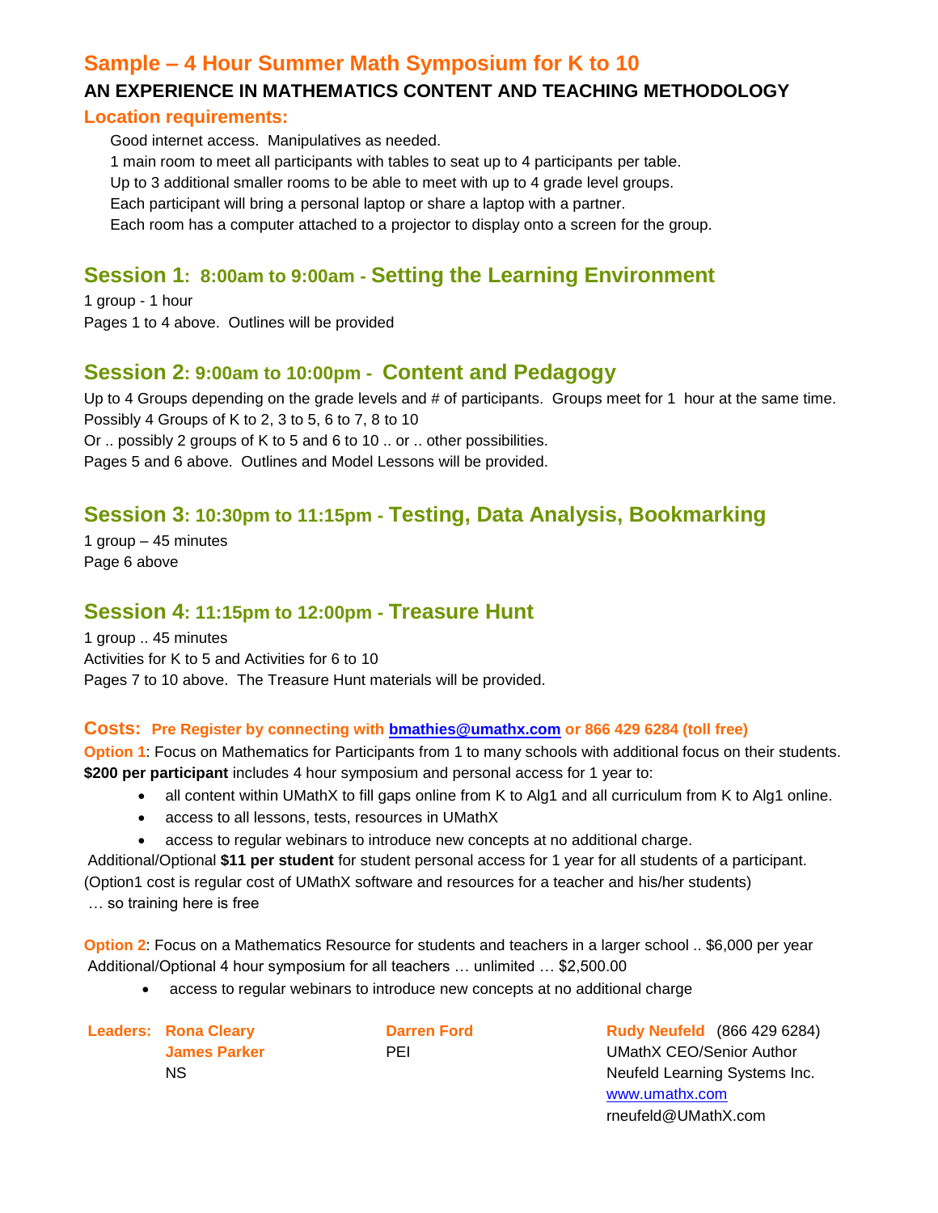# Sample – 4 Hour Summer Math Symposium for K to 10

## AN EXPERIENCE IN MATHEMATICS CONTENT AND TEACHING METHODOLOGY

### Location requirements:

Good internet access. Manipulatives as needed.
1 main room to meet all participants with tables to seat up to 4 participants per table.
Up to 3 additional smaller rooms to be able to meet with up to 4 grade level groups.
Each participant will bring a personal laptop or share a laptop with a partner.
Each room has a computer attached to a projector to display onto a screen for the group.

## Session 1: 8:00am to 9:00am - Setting the Learning Environment

1 group - 1 hour
Pages 1 to 4 above. Outlines will be provided

## Session 2: 9:00am to 10:00pm - Content and Pedagogy

Up to 4 Groups depending on the grade levels and # of participants. Groups meet for 1 hour at the same time.
Possibly 4 Groups of K to 2, 3 to 5, 6 to 7, 8 to 10
Or .. possibly 2 groups of K to 5 and 6 to 10 .. or .. other possibilities.
Pages 5 and 6 above. Outlines and Model Lessons will be provided.

## Session 3: 10:30pm to 11:15pm - Testing, Data Analysis, Bookmarking

1 group – 45 minutes
Page 6 above

## Session 4: 11:15pm to 12:00pm - Treasure Hunt

1 group .. 45 minutes
Activities for K to 5 and Activities for 6 to 10
Pages 7 to 10 above. The Treasure Hunt materials will be provided.

### Costs: Pre Register by connecting with bmathies@umathx.com or 866 429 6284 (toll free)

**Option 1**: Focus on Mathematics for Participants from 1 to many schools with additional focus on their students.
**$200 per participant** includes 4 hour symposium and personal access for 1 year to:

- all content within UMathX to fill gaps online from K to Alg1 and all curriculum from K to Alg1 online.
- access to all lessons, tests, resources in UMathX
- access to regular webinars to introduce new concepts at no additional charge.

Additional/Optional **$11 per student** for student personal access for 1 year for all students of a participant.
(Option1 cost is regular cost of UMathX software and resources for a teacher and his/her students)
… so training here is free

**Option 2**: Focus on a Mathematics Resource for students and teachers in a larger school .. $6,000 per year
Additional/Optional 4 hour symposium for all teachers … unlimited … $2,500.00

- access to regular webinars to introduce new concepts at no additional charge

**Leaders:**

**Rona Cleary**
**James Parker**
NS

**Darren Ford**
PEI

**Rudy Neufeld** (866 429 6284)
UMathX CEO/Senior Author
Neufeld Learning Systems Inc.
www.umathx.com
rneufeld@UMathX.com